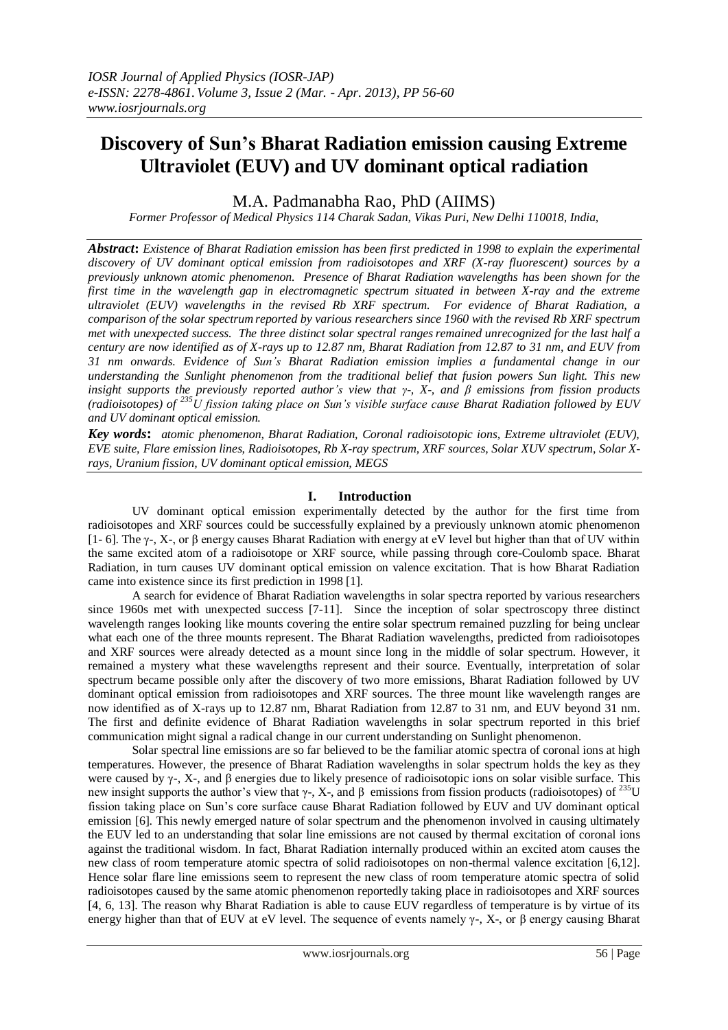# Discovery of Sun's Bharat Radiation emission causing Extreme Ultraviolet (EUV) and UV dominant optical radiation

M.A. Padmanabha Rao, PhD (AIIMS)

*Former Professor of Medical Physics 114 Charak Sadan, Vikas Puri, New Delhi 110018, India,*

***Abstract*:** *Existence of Bharat Radiation emission has been first predicted in 1998 to explain the experimental discovery of UV dominant optical emission from radioisotopes and XRF (X-ray fluorescent) sources by a previously unknown atomic phenomenon. Presence of Bharat Radiation wavelengths has been shown for the first time in the wavelength gap in electromagnetic spectrum situated in between X-ray and the extreme ultraviolet (EUV) wavelengths in the revised Rb XRF spectrum. For evidence of Bharat Radiation, a comparison of the solar spectrum reported by various researchers since 1960 with the revised Rb XRF spectrum met with unexpected success. The three distinct solar spectral ranges remained unrecognized for the last half a century are now identified as of X-rays up to 12.87 nm, Bharat Radiation from 12.87 to 31 nm, and EUV from 31 nm onwards. Evidence of Sun's Bharat Radiation emission implies a fundamental change in our understanding the Sunlight phenomenon from the traditional belief that fusion powers Sun light. This new insight supports the previously reported author's view that γ-, X-, and β emissions from fission products (radioisotopes) of $^{235}U$ fission taking place on Sun's visible surface cause Bharat Radiation followed by EUV and UV dominant optical emission.*

***Key words*:** *atomic phenomenon, Bharat Radiation, Coronal radioisotopic ions, Extreme ultraviolet (EUV), EVE suite, Flare emission lines, Radioisotopes, Rb X-ray spectrum, XRF sources, Solar XUV spectrum, Solar X-rays, Uranium fission, UV dominant optical emission, MEGS*

## I. Introduction

UV dominant optical emission experimentally detected by the author for the first time from radioisotopes and XRF sources could be successfully explained by a previously unknown atomic phenomenon [1- 6]. The γ-, X-, or β energy causes Bharat Radiation with energy at eV level but higher than that of UV within the same excited atom of a radioisotope or XRF source, while passing through core-Coulomb space. Bharat Radiation, in turn causes UV dominant optical emission on valence excitation. That is how Bharat Radiation came into existence since its first prediction in 1998 [1].

A search for evidence of Bharat Radiation wavelengths in solar spectra reported by various researchers since 1960s met with unexpected success [7-11]. Since the inception of solar spectroscopy three distinct wavelength ranges looking like mounts covering the entire solar spectrum remained puzzling for being unclear what each one of the three mounts represent. The Bharat Radiation wavelengths, predicted from radioisotopes and XRF sources were already detected as a mount since long in the middle of solar spectrum. However, it remained a mystery what these wavelengths represent and their source. Eventually, interpretation of solar spectrum became possible only after the discovery of two more emissions, Bharat Radiation followed by UV dominant optical emission from radioisotopes and XRF sources. The three mount like wavelength ranges are now identified as of X-rays up to 12.87 nm, Bharat Radiation from 12.87 to 31 nm, and EUV beyond 31 nm. The first and definite evidence of Bharat Radiation wavelengths in solar spectrum reported in this brief communication might signal a radical change in our current understanding on Sunlight phenomenon.

Solar spectral line emissions are so far believed to be the familiar atomic spectra of coronal ions at high temperatures. However, the presence of Bharat Radiation wavelengths in solar spectrum holds the key as they were caused by γ-, X-, and β energies due to likely presence of radioisotopic ions on solar visible surface. This new insight supports the previously reported author's view that γ-, X-, and β emissions from fission products (radioisotopes) of $^{235}U$ fission taking place on Sun's core surface cause Bharat Radiation followed by EUV and UV dominant optical emission [6]. This newly emerged nature of solar spectrum and the phenomenon involved in causing ultimately the EUV led to an understanding that solar line emissions are not caused by thermal excitation of coronal ions against the traditional wisdom. In fact, Bharat Radiation internally produced within an excited atom causes the new class of room temperature atomic spectra of solid radioisotopes on non-thermal valence excitation [6,12]. Hence solar flare line emissions seem to represent the new class of room temperature atomic spectra of solid radioisotopes caused by the same atomic phenomenon reportedly taking place in radioisotopes and XRF sources [4, 6, 13]. The reason why Bharat Radiation is able to cause EUV regardless of temperature is by virtue of its energy higher than that of EUV at eV level. The sequence of events namely γ-, X-, or β energy causing Bharat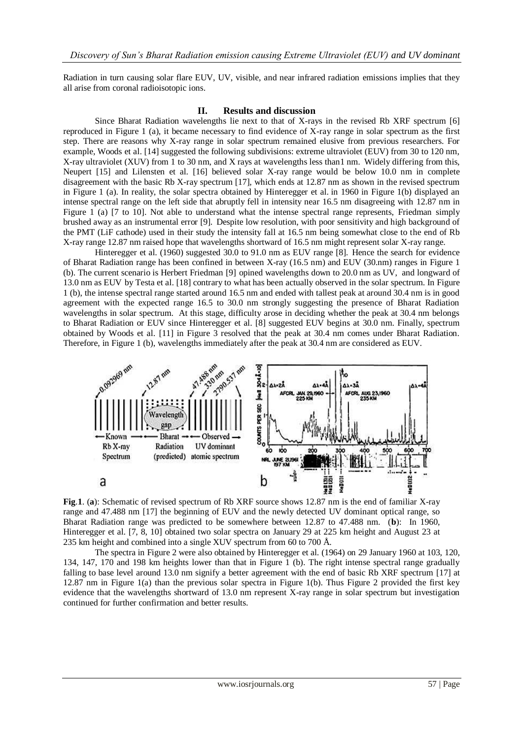Radiation in turn causing solar flare EUV, UV, visible, and near infrared radiation emissions implies that they all arise from coronal radioisotopic ions.

## II. Results and discussion

Since Bharat Radiation wavelengths lie next to that of X-rays in the revised Rb XRF spectrum [6] reproduced in Figure 1 (a), it became necessary to find evidence of X-ray range in solar spectrum as the first step. There are reasons why X-ray range in solar spectrum remained elusive from previous researchers. For example, Woods et al. [14] suggested the following subdivisions: extreme ultraviolet (EUV) from 30 to 120 nm, X-ray ultraviolet (XUV) from 1 to 30 nm, and X rays at wavelengths less than1 nm. Widely differing from this, Neupert [15] and Lilensten et al. [16] believed solar X-ray range would be below 10.0 nm in complete disagreement with the basic Rb X-ray spectrum [17], which ends at 12.87 nm as shown in the revised spectrum in Figure 1 (a). In reality, the solar spectra obtained by Hinteregger et al. in 1960 in Figure 1(b) displayed an intense spectral range on the left side that abruptly fell in intensity near 16.5 nm disagreeing with 12.87 nm in Figure 1 (a) [7 to 10]. Not able to understand what the intense spectral range represents, Friedman simply brushed away as an instrumental error [9]. Despite low resolution, with poor sensitivity and high background of the PMT (LiF cathode) used in their study the intensity fall at 16.5 nm being somewhat close to the end of Rb X-ray range 12.87 nm raised hope that wavelengths shortward of 16.5 nm might represent solar X-ray range.

Hinteregger et al. (1960) suggested 30.0 to 91.0 nm as EUV range [8]. Hence the search for evidence of Bharat Radiation range has been confined in between X-ray (16.5 nm) and EUV (30.nm) ranges in Figure 1 (b). The current scenario is Herbert Friedman [9] opined wavelengths down to 20.0 nm as UV, and longward of 13.0 nm as EUV by Testa et al. [18] contrary to what has been actually observed in the solar spectrum. In Figure 1 (b), the intense spectral range started around 16.5 nm and ended with tallest peak at around 30.4 nm is in good agreement with the expected range 16.5 to 30.0 nm strongly suggesting the presence of Bharat Radiation wavelengths in solar spectrum. At this stage, difficulty arose in deciding whether the peak at 30.4 nm belongs to Bharat Radiation or EUV since Hinteregger et al. [8] suggested EUV begins at 30.0 nm. Finally, spectrum obtained by Woods et al. [11] in Figure 3 resolved that the peak at 30.4 nm comes under Bharat Radiation. Therefore, in Figure 1 (b), wavelengths immediately after the peak at 30.4 nm are considered as EUV.

**Fig.1**. (**a**): Schematic of revised spectrum of Rb XRF source shows 12.87 nm is the end of familiar X-ray range and 47.488 nm [17] the beginning of EUV and the newly detected UV dominant optical range, so Bharat Radiation range was predicted to be somewhere between 12.87 to 47.488 nm. (**b**): In 1960, Hinteregger et al. [7, 8, 10] obtained two solar spectra on January 29 at 225 km height and August 23 at 235 km height and combined into a single XUV spectrum from 60 to 700 Å.

The spectra in Figure 2 were also obtained by Hinteregger et al. (1964) on 29 January 1960 at 103, 120, 134, 147, 170 and 198 km heights lower than that in Figure 1 (b). The right intense spectral range gradually falling to base level around 13.0 nm signify a better agreement with the end of basic Rb XRF spectrum [17] at 12.87 nm in Figure 1(a) than the previous solar spectra in Figure 1(b). Thus Figure 2 provided the first key evidence that the wavelengths shortward of 13.0 nm represent X-ray range in solar spectrum but investigation continued for further confirmation and better results.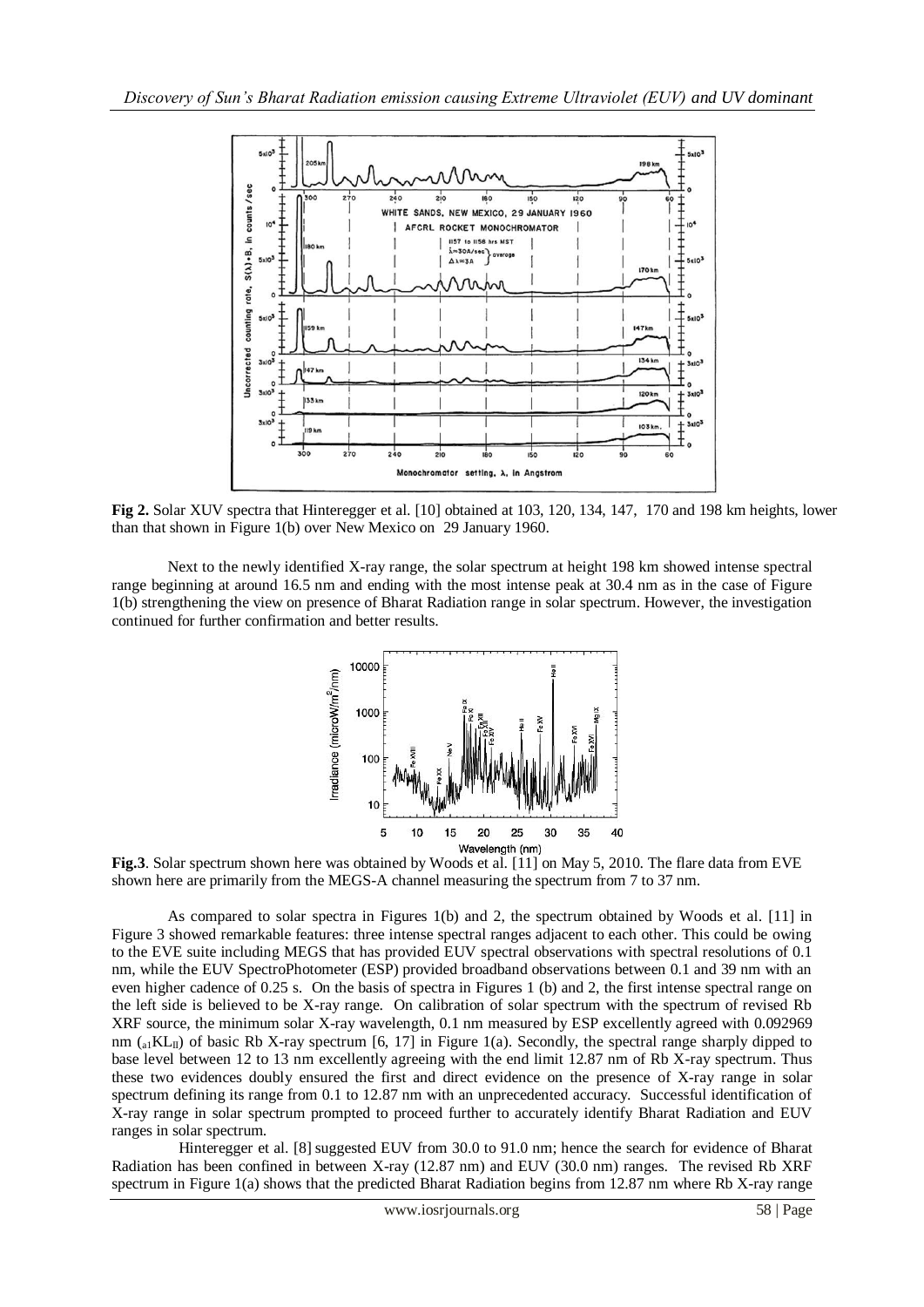**Fig 2.** Solar XUV spectra that Hinteregger et al. [10] obtained at 103, 120, 134, 147, 170 and 198 km heights, lower than that shown in Figure 1(b) over New Mexico on 29 January 1960.

Next to the newly identified X-ray range, the solar spectrum at height 198 km showed intense spectral range beginning at around 16.5 nm and ending with the most intense peak at 30.4 nm as in the case of Figure 1(b) strengthening the view on presence of Bharat Radiation range in solar spectrum. However, the investigation continued for further confirmation and better results.

**Fig.3**. Solar spectrum shown here was obtained by Woods et al. [11] on May 5, 2010. The flare data from EVE shown here are primarily from the MEGS-A channel measuring the spectrum from 7 to 37 nm.

As compared to solar spectra in Figures 1(b) and 2, the spectrum obtained by Woods et al. [11] in Figure 3 showed remarkable features: three intense spectral ranges adjacent to each other. This could be owing to the EVE suite including MEGS that has provided EUV spectral observations with spectral resolutions of 0.1 nm, while the EUV SpectroPhotometer (ESP) provided broadband observations between 0.1 and 39 nm with an even higher cadence of 0.25 s. On the basis of spectra in Figures 1 (b) and 2, the first intense spectral range on the left side is believed to be X-ray range. On calibration of solar spectrum with the spectrum of revised Rb XRF source, the minimum solar X-ray wavelength, 0.1 nm measured by ESP excellently agreed with 0.092969 nm ($_{a1}KL_{II}$) of basic Rb X-ray spectrum [6, 17] in Figure 1(a). Secondly, the spectral range sharply dipped to base level between 12 to 13 nm excellently agreeing with the end limit 12.87 nm of Rb X-ray spectrum. Thus these two evidences doubly ensured the first and direct evidence on the presence of X-ray range in solar spectrum defining its range from 0.1 to 12.87 nm with an unprecedented accuracy. Successful identification of X-ray range in solar spectrum prompted to proceed further to accurately identify Bharat Radiation and EUV ranges in solar spectrum.

Hinteregger et al. [8] suggested EUV from 30.0 to 91.0 nm; hence the search for evidence of Bharat Radiation has been confined in between X-ray (12.87 nm) and EUV (30.0 nm) ranges. The revised Rb XRF spectrum in Figure 1(a) shows that the predicted Bharat Radiation begins from 12.87 nm where Rb X-ray range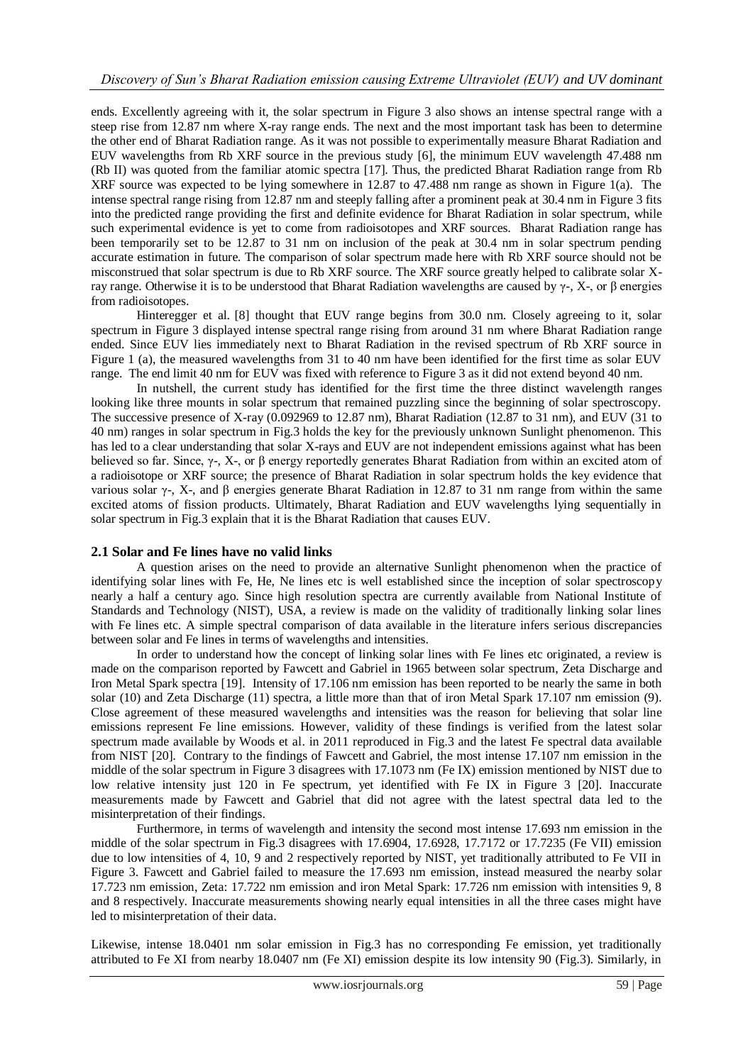ends. Excellently agreeing with it, the solar spectrum in Figure 3 also shows an intense spectral range with a steep rise from 12.87 nm where X-ray range ends. The next and the most important task has been to determine the other end of Bharat Radiation range. As it was not possible to experimentally measure Bharat Radiation and EUV wavelengths from Rb XRF source in the previous study [6], the minimum EUV wavelength 47.488 nm (Rb II) was quoted from the familiar atomic spectra [17]. Thus, the predicted Bharat Radiation range from Rb XRF source was expected to be lying somewhere in 12.87 to 47.488 nm range as shown in Figure 1(a). The intense spectral range rising from 12.87 nm and steeply falling after a prominent peak at 30.4 nm in Figure 3 fits into the predicted range providing the first and definite evidence for Bharat Radiation in solar spectrum, while such experimental evidence is yet to come from radioisotopes and XRF sources. Bharat Radiation range has been temporarily set to be 12.87 to 31 nm on inclusion of the peak at 30.4 nm in solar spectrum pending accurate estimation in future. The comparison of solar spectrum made here with Rb XRF source should not be misconstrued that solar spectrum is due to Rb XRF source. The XRF source greatly helped to calibrate solar X-ray range. Otherwise it is to be understood that Bharat Radiation wavelengths are caused by γ-, X-, or β energies from radioisotopes.

Hinteregger et al. [8] thought that EUV range begins from 30.0 nm. Closely agreeing to it, solar spectrum in Figure 3 displayed intense spectral range rising from around 31 nm where Bharat Radiation range ended. Since EUV lies immediately next to Bharat Radiation in the revised spectrum of Rb XRF source in Figure 1 (a), the measured wavelengths from 31 to 40 nm have been identified for the first time as solar EUV range. The end limit 40 nm for EUV was fixed with reference to Figure 3 as it did not extend beyond 40 nm.

In nutshell, the current study has identified for the first time the three distinct wavelength ranges looking like three mounts in solar spectrum that remained puzzling since the beginning of solar spectroscopy. The successive presence of X-ray (0.092969 to 12.87 nm), Bharat Radiation (12.87 to 31 nm), and EUV (31 to 40 nm) ranges in solar spectrum in Fig.3 holds the key for the previously unknown Sunlight phenomenon. This has led to a clear understanding that solar X-rays and EUV are not independent emissions against what has been believed so far. Since, γ-, X-, or β energy reportedly generates Bharat Radiation from within an excited atom of a radioisotope or XRF source; the presence of Bharat Radiation in solar spectrum holds the key evidence that various solar γ-, X-, and β energies generate Bharat Radiation in 12.87 to 31 nm range from within the same excited atoms of fission products. Ultimately, Bharat Radiation and EUV wavelengths lying sequentially in solar spectrum in Fig.3 explain that it is the Bharat Radiation that causes EUV.

## 2.1 Solar and Fe lines have no valid links

A question arises on the need to provide an alternative Sunlight phenomenon when the practice of identifying solar lines with Fe, He, Ne lines etc is well established since the inception of solar spectroscopy nearly a half a century ago. Since high resolution spectra are currently available from National Institute of Standards and Technology (NIST), USA, a review is made on the validity of traditionally linking solar lines with Fe lines etc. A simple spectral comparison of data available in the literature infers serious discrepancies between solar and Fe lines in terms of wavelengths and intensities.

In order to understand how the concept of linking solar lines with Fe lines etc originated, a review is made on the comparison reported by Fawcett and Gabriel in 1965 between solar spectrum, Zeta Discharge and Iron Metal Spark spectra [19]. Intensity of 17.106 nm emission has been reported to be nearly the same in both solar (10) and Zeta Discharge (11) spectra, a little more than that of iron Metal Spark 17.107 nm emission (9). Close agreement of these measured wavelengths and intensities was the reason for believing that solar line emissions represent Fe line emissions. However, validity of these findings is verified from the latest solar spectrum made available by Woods et al. in 2011 reproduced in Fig.3 and the latest Fe spectral data available from NIST [20]. Contrary to the findings of Fawcett and Gabriel, the most intense 17.107 nm emission in the middle of the solar spectrum in Figure 3 disagrees with 17.1073 nm (Fe IX) emission mentioned by NIST due to low relative intensity just 120 in Fe spectrum, yet identified with Fe IX in Figure 3 [20]. Inaccurate measurements made by Fawcett and Gabriel that did not agree with the latest spectral data led to the misinterpretation of their findings.

Furthermore, in terms of wavelength and intensity the second most intense 17.693 nm emission in the middle of the solar spectrum in Fig.3 disagrees with 17.6904, 17.6928, 17.7172 or 17.7235 (Fe VII) emission due to low intensities of 4, 10, 9 and 2 respectively reported by NIST, yet traditionally attributed to Fe VII in Figure 3. Fawcett and Gabriel failed to measure the 17.693 nm emission, instead measured the nearby solar 17.723 nm emission, Zeta: 17.722 nm emission and iron Metal Spark: 17.726 nm emission with intensities 9, 8 and 8 respectively. Inaccurate measurements showing nearly equal intensities in all the three cases might have led to misinterpretation of their data.

Likewise, intense 18.0401 nm solar emission in Fig.3 has no corresponding Fe emission, yet traditionally attributed to Fe XI from nearby 18.0407 nm (Fe XI) emission despite its low intensity 90 (Fig.3). Similarly, in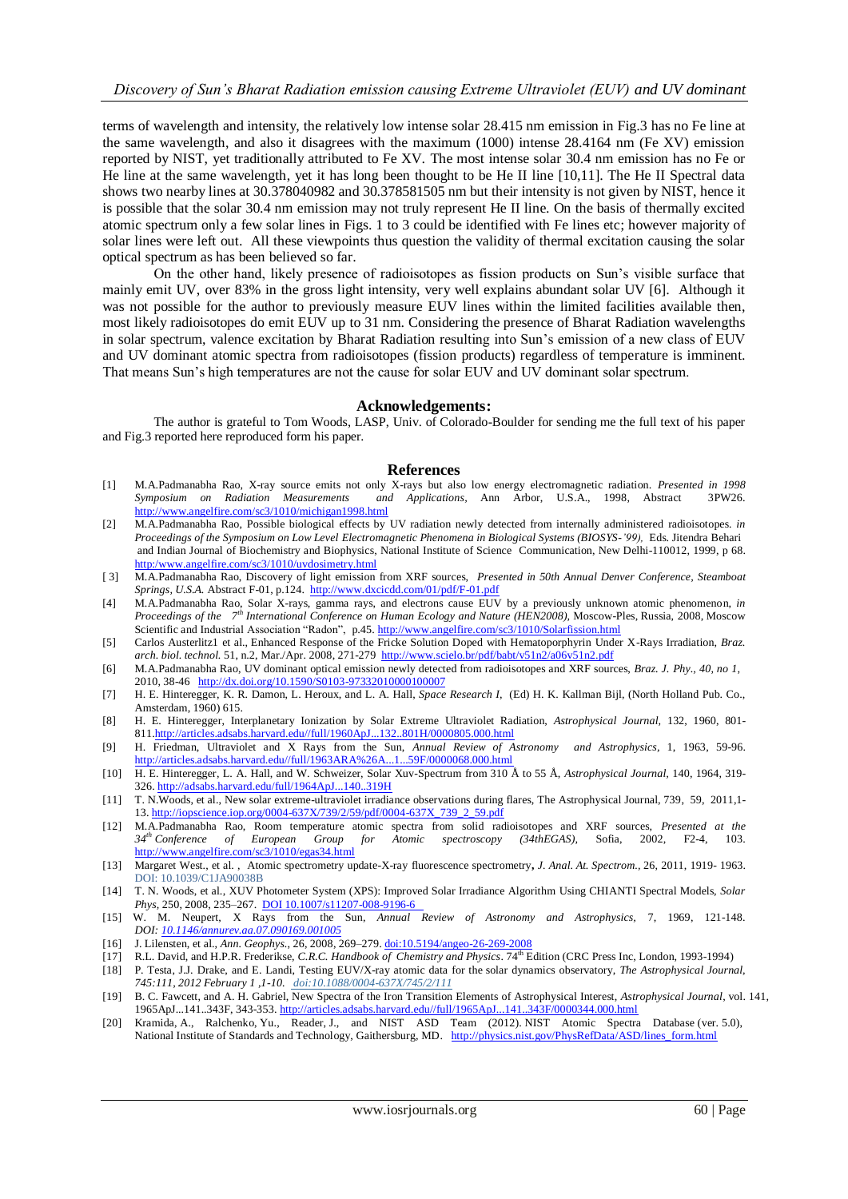terms of wavelength and intensity, the relatively low intense solar 28.415 nm emission in Fig.3 has no Fe line at the same wavelength, and also it disagrees with the maximum (1000) intense 28.4164 nm (Fe XV) emission reported by NIST, yet traditionally attributed to Fe XV. The most intense solar 30.4 nm emission has no Fe or He line at the same wavelength, yet it has long been thought to be He II line [10,11]. The He II Spectral data shows two nearby lines at 30.378040982 and 30.378581505 nm but their intensity is not given by NIST, hence it is possible that the solar 30.4 nm emission may not truly represent He II line. On the basis of thermally excited atomic spectrum only a few solar lines in Figs. 1 to 3 could be identified with Fe lines etc; however majority of solar lines were left out. All these viewpoints thus question the validity of thermal excitation causing the solar optical spectrum as has been believed so far.

On the other hand, likely presence of radioisotopes as fission products on Sun's visible surface that mainly emit UV, over 83% in the gross light intensity, very well explains abundant solar UV [6]. Although it was not possible for the author to previously measure EUV lines within the limited facilities available then, most likely radioisotopes do emit EUV up to 31 nm. Considering the presence of Bharat Radiation wavelengths in solar spectrum, valence excitation by Bharat Radiation resulting into Sun's emission of a new class of EUV and UV dominant atomic spectra from radioisotopes (fission products) regardless of temperature is imminent. That means Sun's high temperatures are not the cause for solar EUV and UV dominant solar spectrum.

## Acknowledgements:

The author is grateful to Tom Woods, LASP, Univ. of Colorado-Boulder for sending me the full text of his paper and Fig.3 reported here reproduced form his paper.

## References

[1] M.A.Padmanabha Rao, X-ray source emits not only X-rays but also low energy electromagnetic radiation. *Presented in 1998 Symposium on Radiation Measurements and Applications*, Ann Arbor, U.S.A., 1998, Abstract 3PW26. http://www.angelfire.com/sc3/1010/michigan1998.html

[2] M.A.Padmanabha Rao, Possible biological effects by UV radiation newly detected from internally administered radioisotopes. *in Proceedings of the Symposium on Low Level Electromagnetic Phenomena in Biological Systems (BIOSYS-'99),* Eds. Jitendra Behari and Indian Journal of Biochemistry and Biophysics, National Institute of Science Communication, New Delhi-110012, 1999, p 68. http://www.angelfire.com/sc3/1010/uvdosimetry.html

[3] M.A.Padmanabha Rao, Discovery of light emission from XRF sources, *Presented in 50th Annual Denver Conference, Steamboat Springs, U.S.A.* Abstract F-01, p.124. http://www.dxcicdd.com/01/pdf/F-01.pdf

[4] M.A.Padmanabha Rao, Solar X-rays, gamma rays, and electrons cause EUV by a previously unknown atomic phenomenon, *in Proceedings of the 7th International Conference on Human Ecology and Nature (HEN2008),* Moscow-Ples, Russia, 2008, Moscow Scientific and Industrial Association "Radon", p.45. http://www.angelfire.com/sc3/1010/Solarfission.html

[5] Carlos Austerlitz1 et al., Enhanced Response of the Fricke Solution Doped with Hematoporphyrin Under X-Rays Irradiation, *Braz. arch. biol. technol.* 51, n.2, Mar./Apr. 2008, 271-279 http://www.scielo.br/pdf/babt/v51n2/a06v51n2.pdf

[6] M.A.Padmanabha Rao, UV dominant optical emission newly detected from radioisotopes and XRF sources, *Braz. J. Phy., 40, no 1,* 2010, 38-46 http://dx.doi.org/10.1590/S0103-97332010000100007

[7] H. E. Hinteregger, K. R. Damon, L. Heroux, and L. A. Hall, *Space Research I,* (Ed) H. K. Kallman Bijl, (North Holland Pub. Co., Amsterdam, 1960) 615.

[8] H. E. Hinteregger, Interplanetary Ionization by Solar Extreme Ultraviolet Radiation, *Astrophysical Journal,* 132, 1960, 801-811.http://articles.adsabs.harvard.edu//full/1960ApJ...132..801H/0000805.000.html

[9] H. Friedman, Ultraviolet and X Rays from the Sun, *Annual Review of Astronomy and Astrophysics,* 1, 1963, 59-96. http://articles.adsabs.harvard.edu//full/1963ARA%26A...1...59F/0000068.000.html

[10] H. E. Hinteregger, L. A. Hall, and W. Schweizer, Solar Xuv-Spectrum from 310 Å to 55 Å, *Astrophysical Journal,* 140, 1964, 319-326. http://adsabs.harvard.edu/full/1964ApJ...140..319H

[11] T. N.Woods, et al., New solar extreme-ultraviolet irradiance observations during flares, The Astrophysical Journal, 739, 59, 2011,1-13. http://iopscience.iop.org/0004-637X/739/2/59/pdf/0004-637X_739_2_59.pdf

[12] M.A.Padmanabha Rao, Room temperature atomic spectra from solid radioisotopes and XRF sources, *Presented at the 34th Conference of European Group for Atomic spectroscopy (34thEGAS),* Sofia, 2002, F2-4, 103. http://www.angelfire.com/sc3/1010/egas34.html

[13] Margaret West., et al. , Atomic spectrometry update-X-ray fluorescence spectrometry**,** *J. Anal. At. Spectrom.,* 26, 2011, 1919- 1963. DOI: 10.1039/C1JA90038B

[14] T. N. Woods, et al., XUV Photometer System (XPS): Improved Solar Irradiance Algorithm Using CHIANTI Spectral Models, *Solar Phys,* 250, 2008, 235–267. DOI 10.1007/s11207-008-9196-6

[15] W. M. Neupert, X Rays from the Sun, *Annual Review of Astronomy and Astrophysics,* 7, 1969, 121-148. *DOI: 10.1146/annurev.aa.07.090169.001005*

[16] J. Lilensten, et al., *Ann. Geophys.,* 26, 2008, 269–279. doi:10.5194/angeo-26-269-2008

[17] R.L. David, and H.P.R. Frederikse, *C.R.C. Handbook of Chemistry and Physics*. 74th Edition (CRC Press Inc, London, 1993-1994)

[18] P. Testa, J.J. Drake, and E. Landi, Testing EUV/X-ray atomic data for the solar dynamics observatory, *The Astrophysical Journal, 745:111, 2012 February 1 ,1-10. doi:10.1088/0004-637X/745/2/111*

[19] B. C. Fawcett, and A. H. Gabriel, New Spectra of the Iron Transition Elements of Astrophysical Interest, *Astrophysical Journal*, vol. 141, 1965ApJ...141..343F, 343-353. http://articles.adsabs.harvard.edu//full/1965ApJ...141..343F/0000344.000.html

[20] Kramida, A., Ralchenko, Yu., Reader, J., and NIST ASD Team (2012). NIST Atomic Spectra Database (ver. 5.0), National Institute of Standards and Technology, Gaithersburg, MD. http://physics.nist.gov/PhysRefData/ASD/lines_form.html